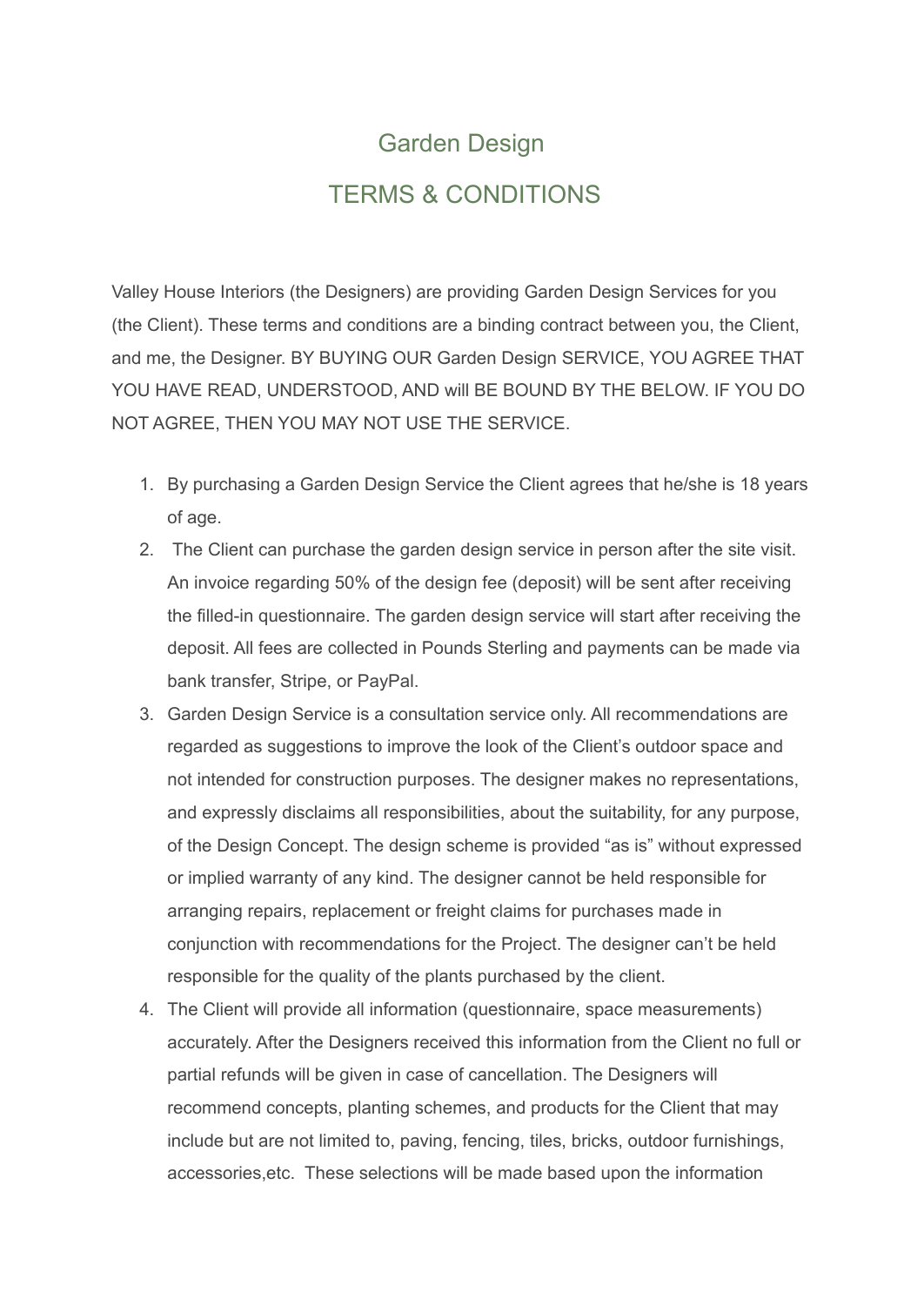# Garden Design

## TERMS & CONDITIONS

Valley House Interiors (the Designers) are providing Garden Design Services for you (the Client). These terms and conditions are a binding contract between you, the Client, and me, the Designer. BY BUYING OUR Garden Design SERVICE, YOU AGREE THAT YOU HAVE READ, UNDERSTOOD, AND will BE BOUND BY THE BELOW. IF YOU DO NOT AGREE, THEN YOU MAY NOT USE THE SERVICE.

1. By purchasing a Garden Design Service the Client agrees that he/she is 18 years of age.
2. The Client can purchase the garden design service in person after the site visit. An invoice regarding 50% of the design fee (deposit) will be sent after receiving the filled-in questionnaire. The garden design service will start after receiving the deposit. All fees are collected in Pounds Sterling and payments can be made via bank transfer, Stripe, or PayPal.
3. Garden Design Service is a consultation service only. All recommendations are regarded as suggestions to improve the look of the Client's outdoor space and not intended for construction purposes. The designer makes no representations, and expressly disclaims all responsibilities, about the suitability, for any purpose, of the Design Concept. The design scheme is provided "as is" without expressed or implied warranty of any kind. The designer cannot be held responsible for arranging repairs, replacement or freight claims for purchases made in conjunction with recommendations for the Project. The designer can't be held responsible for the quality of the plants purchased by the client.
4. The Client will provide all information (questionnaire, space measurements) accurately. After the Designers received this information from the Client no full or partial refunds will be given in case of cancellation. The Designers will recommend concepts, planting schemes, and products for the Client that may include but are not limited to, paving, fencing, tiles, bricks, outdoor furnishings, accessories,etc. These selections will be made based upon the information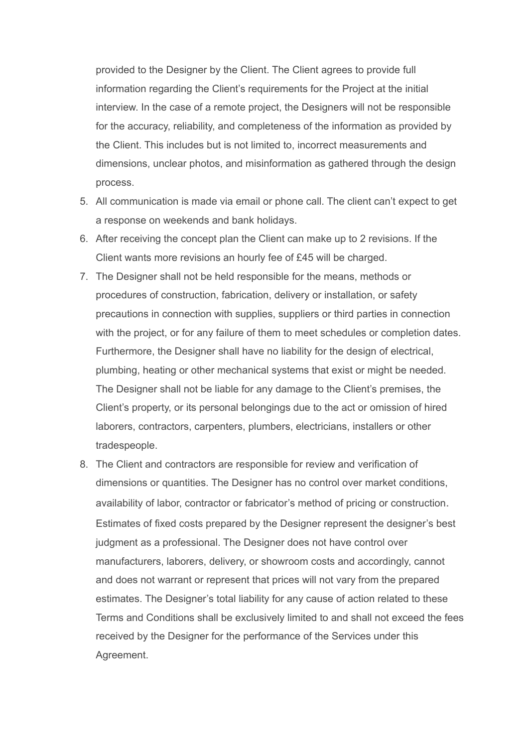provided to the Designer by the Client. The Client agrees to provide full information regarding the Client's requirements for the Project at the initial interview. In the case of a remote project, the Designers will not be responsible for the accuracy, reliability, and completeness of the information as provided by the Client. This includes but is not limited to, incorrect measurements and dimensions, unclear photos, and misinformation as gathered through the design process.

5. All communication is made via email or phone call. The client can't expect to get a response on weekends and bank holidays.
6. After receiving the concept plan the Client can make up to 2 revisions. If the Client wants more revisions an hourly fee of £45 will be charged.
7. The Designer shall not be held responsible for the means, methods or procedures of construction, fabrication, delivery or installation, or safety precautions in connection with supplies, suppliers or third parties in connection with the project, or for any failure of them to meet schedules or completion dates. Furthermore, the Designer shall have no liability for the design of electrical, plumbing, heating or other mechanical systems that exist or might be needed. The Designer shall not be liable for any damage to the Client's premises, the Client's property, or its personal belongings due to the act or omission of hired laborers, contractors, carpenters, plumbers, electricians, installers or other tradespeople.
8. The Client and contractors are responsible for review and verification of dimensions or quantities. The Designer has no control over market conditions, availability of labor, contractor or fabricator's method of pricing or construction. Estimates of fixed costs prepared by the Designer represent the designer's best judgment as a professional. The Designer does not have control over manufacturers, laborers, delivery, or showroom costs and accordingly, cannot and does not warrant or represent that prices will not vary from the prepared estimates. The Designer's total liability for any cause of action related to these Terms and Conditions shall be exclusively limited to and shall not exceed the fees received by the Designer for the performance of the Services under this Agreement.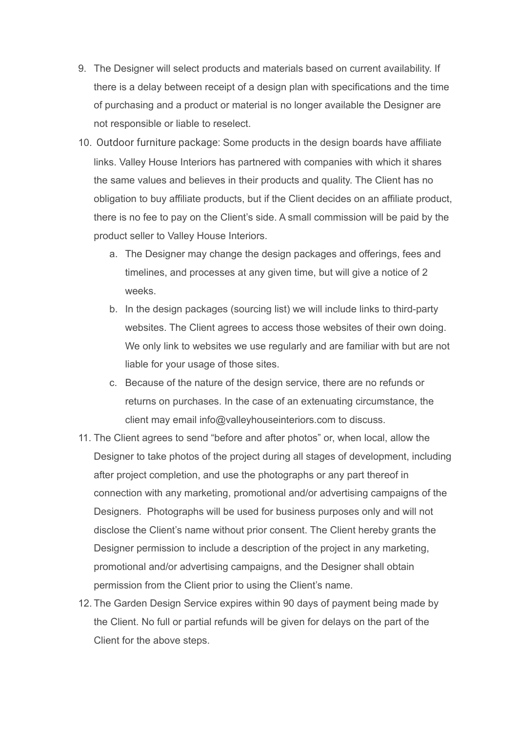9. The Designer will select products and materials based on current availability. If there is a delay between receipt of a design plan with specifications and the time of purchasing and a product or material is no longer available the Designer are not responsible or liable to reselect.
10. Outdoor furniture package: Some products in the design boards have affiliate links. Valley House Interiors has partnered with companies with which it shares the same values and believes in their products and quality. The Client has no obligation to buy affiliate products, but if the Client decides on an affiliate product, there is no fee to pay on the Client's side. A small commission will be paid by the product seller to Valley House Interiors.
    a. The Designer may change the design packages and offerings, fees and timelines, and processes at any given time, but will give a notice of 2 weeks.
    b. In the design packages (sourcing list) we will include links to third-party websites. The Client agrees to access those websites of their own doing. We only link to websites we use regularly and are familiar with but are not liable for your usage of those sites.
    c. Because of the nature of the design service, there are no refunds or returns on purchases. In the case of an extenuating circumstance, the client may email info@valleyhouseinteriors.com to discuss.
11. The Client agrees to send "before and after photos" or, when local, allow the Designer to take photos of the project during all stages of development, including after project completion, and use the photographs or any part thereof in connection with any marketing, promotional and/or advertising campaigns of the Designers. Photographs will be used for business purposes only and will not disclose the Client's name without prior consent. The Client hereby grants the Designer permission to include a description of the project in any marketing, promotional and/or advertising campaigns, and the Designer shall obtain permission from the Client prior to using the Client's name.
12. The Garden Design Service expires within 90 days of payment being made by the Client. No full or partial refunds will be given for delays on the part of the Client for the above steps.